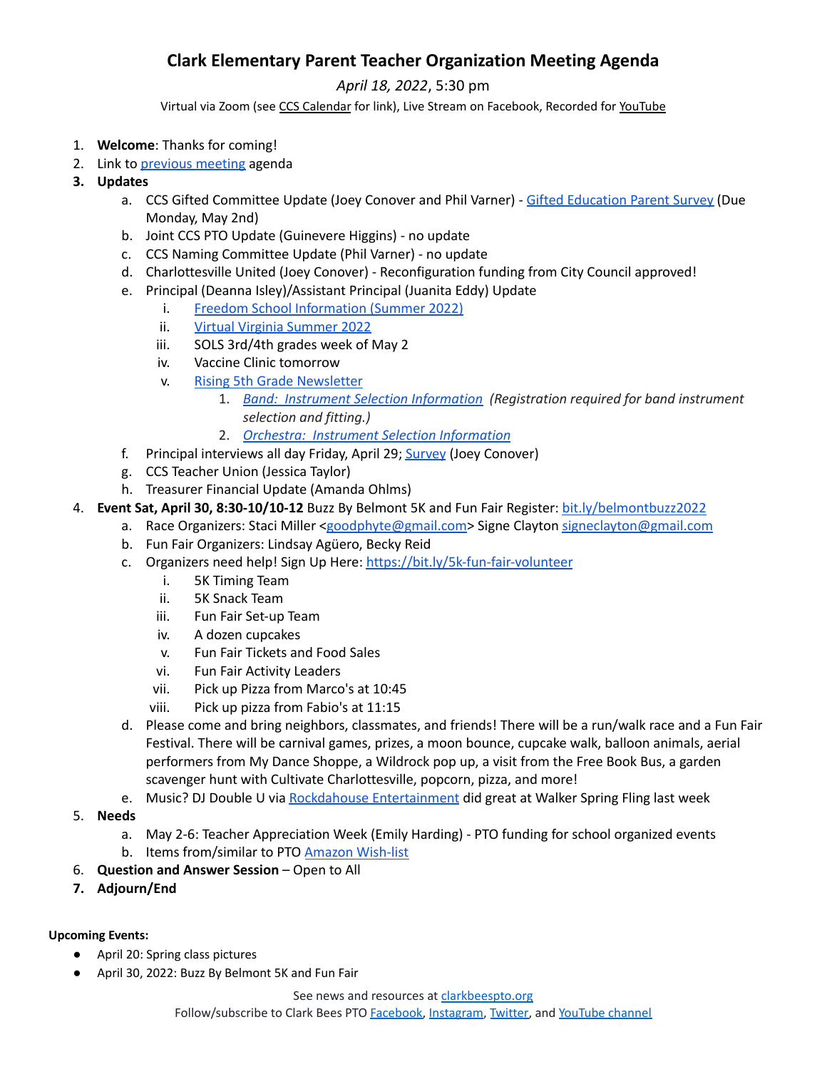# Clark Elementary Parent Teacher Organization Meeting Agenda

*April 18, 2022*, 5:30 pm

Virtual via Zoom (see CCS Calendar for link), Live Stream on Facebook, Recorded for YouTube

1. **Welcome**: Thanks for coming!
2. Link to previous meeting agenda
3. **Updates**
    a. CCS Gifted Committee Update (Joey Conover and Phil Varner) - Gifted Education Parent Survey (Due Monday, May 2nd)
    b. Joint CCS PTO Update (Guinevere Higgins) - no update
    c. CCS Naming Committee Update (Phil Varner) - no update
    d. Charlottesville United (Joey Conover) - Reconfiguration funding from City Council approved!
    e. Principal (Deanna Isley)/Assistant Principal (Juanita Eddy) Update
        i. Freedom School Information (Summer 2022)
        ii. Virtual Virginia Summer 2022
        iii. SOLS 3rd/4th grades week of May 2
        iv. Vaccine Clinic tomorrow
        v. Rising 5th Grade Newsletter
            1. *Band: Instrument Selection Information (Registration required for band instrument selection and fitting.)*
            2. *Orchestra: Instrument Selection Information*
    f. Principal interviews all day Friday, April 29; Survey (Joey Conover)
    g. CCS Teacher Union (Jessica Taylor)
    h. Treasurer Financial Update (Amanda Ohlms)
4. **Event Sat, April 30, 8:30-10/10-12** Buzz By Belmont 5K and Fun Fair Register: bit.ly/belmontbuzz2022
    a. Race Organizers: Staci Miller <goodphyte@gmail.com> Signe Clayton signeclayton@gmail.com
    b. Fun Fair Organizers: Lindsay Agüero, Becky Reid
    c. Organizers need help! Sign Up Here: https://bit.ly/5k-fun-fair-volunteer
        i. 5K Timing Team
        ii. 5K Snack Team
        iii. Fun Fair Set-up Team
        iv. A dozen cupcakes
        v. Fun Fair Tickets and Food Sales
        vi. Fun Fair Activity Leaders
        vii. Pick up Pizza from Marco's at 10:45
        viii. Pick up pizza from Fabio's at 11:15
    d. Please come and bring neighbors, classmates, and friends! There will be a run/walk race and a Fun Fair Festival. There will be carnival games, prizes, a moon bounce, cupcake walk, balloon animals, aerial performers from My Dance Shoppe, a Wildrock pop up, a visit from the Free Book Bus, a garden scavenger hunt with Cultivate Charlottesville, popcorn, pizza, and more!
    e. Music? DJ Double U via Rockdahouse Entertainment did great at Walker Spring Fling last week
5. **Needs**
    a. May 2-6: Teacher Appreciation Week (Emily Harding) - PTO funding for school organized events
    b. Items from/similar to PTO Amazon Wish-list
6. **Question and Answer Session** – Open to All
7. **Adjourn/End**

**Upcoming Events:**

- April 20: Spring class pictures
- April 30, 2022: Buzz By Belmont 5K and Fun Fair

See news and resources at clarkbeespto.org

Follow/subscribe to Clark Bees PTO Facebook, Instagram, Twitter, and YouTube channel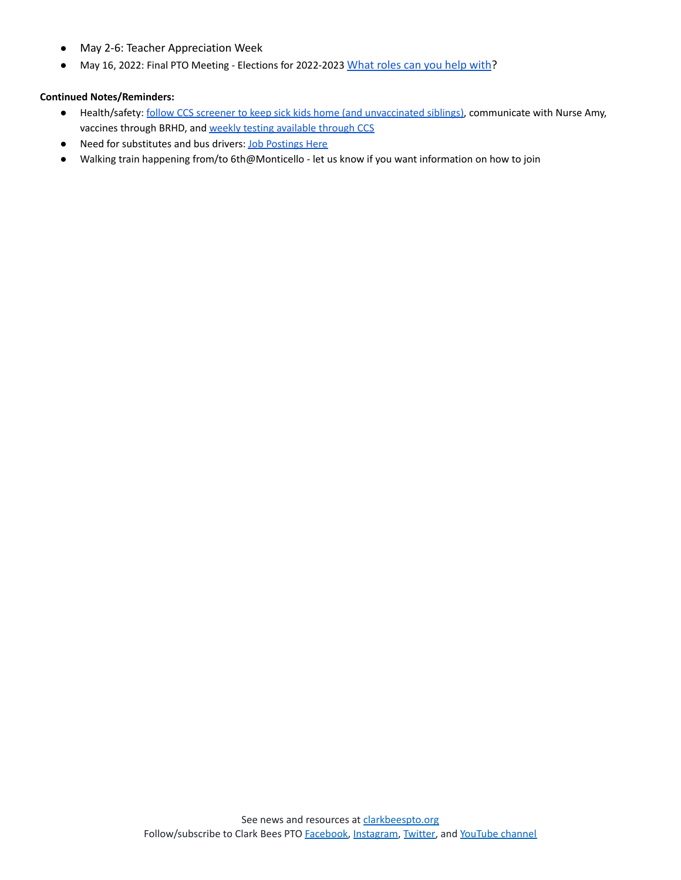- May 2-6: Teacher Appreciation Week
- May 16, 2022: Final PTO Meeting - Elections for 2022-2023 What roles can you help with?

**Continued Notes/Reminders:**

- Health/safety: follow CCS screener to keep sick kids home (and unvaccinated siblings), communicate with Nurse Amy, vaccines through BRHD, and weekly testing available through CCS
- Need for substitutes and bus drivers: Job Postings Here
- Walking train happening from/to 6th@Monticello - let us know if you want information on how to join

See news and resources at clarkbeespto.org
Follow/subscribe to Clark Bees PTO Facebook, Instagram, Twitter, and YouTube channel